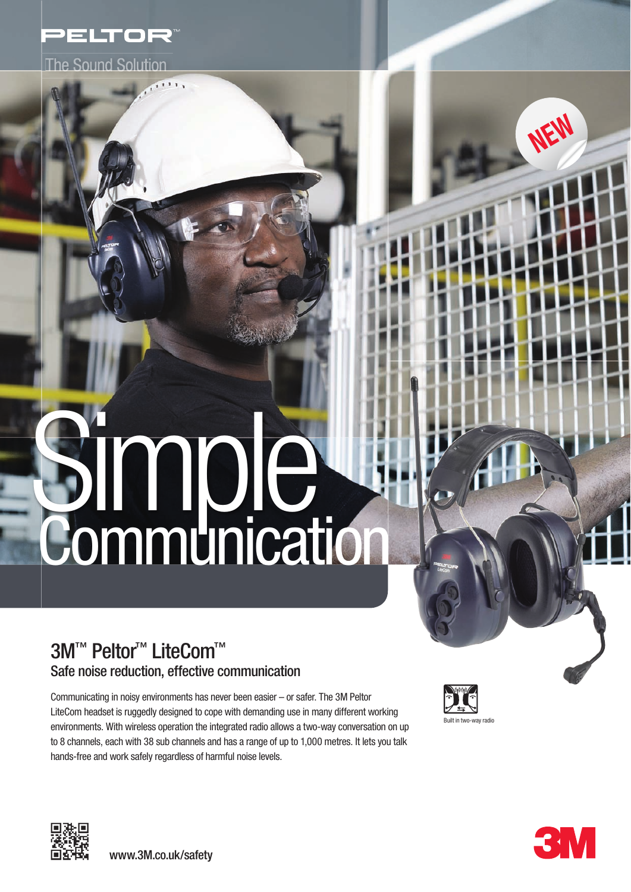PELTOR™

The Sound Solution

NEW

# Simple Communication

## 3M™ Peltor™ LiteCom™

### Safe noise reduction, effective communication

Communicating in noisy environments has never been easier – or safer. The 3M Peltor LiteCom headset is ruggedly designed to cope with demanding use in many different working environments. With wireless operation the integrated radio allows a two-way conversation on up to 8 channels, each with 38 sub channels and has a range of up to 1,000 metres. It lets you talk hands-free and work safely regardless of harmful noise levels.

Built in two-way radio

www.3M.co.uk/safety

3M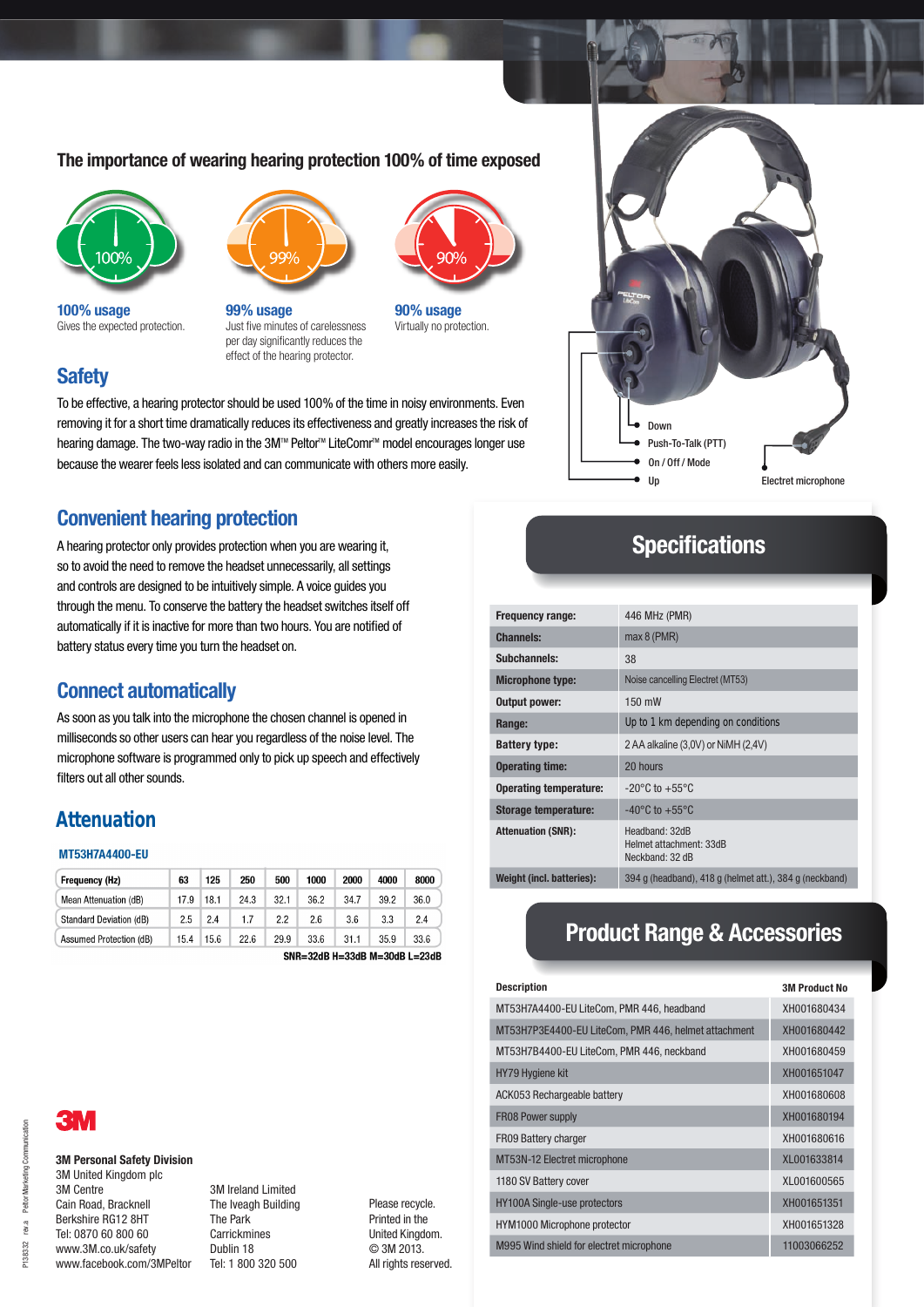## The importance of wearing hearing protection 100% of time exposed

100%

**100% usage**
Gives the expected protection.

99%

**99% usage**
Just five minutes of carelessness per day significantly reduces the effect of the hearing protector.

90%

**90% usage**
Virtually no protection.

## Safety

To be effective, a hearing protector should be used 100% of the time in noisy environments. Even removing it for a short time dramatically reduces its effectiveness and greatly increases the risk of hearing damage. The two-way radio in the 3M™ Peltor™ LiteComr™ model encourages longer use because the wearer feels less isolated and can communicate with others more easily.

Down
Push-To-Talk (PTT)
On / Off / Mode
Up
Electret microphone

## Convenient hearing protection

A hearing protector only provides protection when you are wearing it, so to avoid the need to remove the headset unnecessarily, all settings and controls are designed to be intuitively simple. A voice guides you through the menu. To conserve the battery the headset switches itself off automatically if it is inactive for more than two hours. You are notified of battery status every time you turn the headset on.

## Connect automatically

As soon as you talk into the microphone the chosen channel is opened in milliseconds so other users can hear you regardless of the noise level. The microphone software is programmed only to pick up speech and effectively filters out all other sounds.

## Attenuation

**MT53H7A4400-EU**

| Frequency (Hz) | 63 | 125 | 250 | 500 | 1000 | 2000 | 4000 | 8000 |
|---|---|---|---|---|---|---|---|---|
| Mean Attenuation (dB) | 17.9 | 18.1 | 24.3 | 32.1 | 36.2 | 34.7 | 39.2 | 36.0 |
| Standard Deviation (dB) | 2.5 | 2.4 | 1.7 | 2.2 | 2.6 | 3.6 | 3.3 | 2.4 |
| Assumed Protection (dB) | 15.4 | 15.6 | 22.6 | 29.9 | 33.6 | 31.1 | 35.9 | 33.6 |

**SNR=32dB H=33dB M=30dB L=23dB**

## Specifications

| | |
|---|---|
| **Frequency range:** | 446 MHz (PMR) |
| **Channels:** | max 8 (PMR) |
| **Subchannels:** | 38 |
| **Microphone type:** | Noise cancelling Electret (MT53) |
| **Output power:** | 150 mW |
| **Range:** | Up to 1 km depending on conditions |
| **Battery type:** | 2 AA alkaline (3,0V) or NiMH (2,4V) |
| **Operating time:** | 20 hours |
| **Operating temperature:** | -20°C to +55°C |
| **Storage temperature:** | -40°C to +55°C |
| **Attenuation (SNR):** | Headband: 32dB<br>Helmet attachment: 33dB<br>Neckband: 32 dB |
| **Weight (incl. batteries):** | 394 g (headband), 418 g (helmet att.), 384 g (neckband) |

## Product Range & Accessories

| Description | 3M Product No |
|---|---|
| MT53H7A4400-EU LiteCom, PMR 446, headband | XH001680434 |
| MT53H7P3E4400-EU LiteCom, PMR 446, helmet attachment | XH001680442 |
| MT53H7B4400-EU LiteCom, PMR 446, neckband | XH001680459 |
| HY79 Hygiene kit | XH001651047 |
| ACK053 Rechargeable battery | XH001680608 |
| FR08 Power supply | XH001680194 |
| FR09 Battery charger | XH001680616 |
| MT53N-12 Electret microphone | XL001633814 |
| 1180 SV Battery cover | XL001600565 |
| HY100A Single-use protectors | XH001651351 |
| HYM1000 Microphone protector | XH001651328 |
| M995 Wind shield for electret microphone | 11003066252 |

3M

**3M Personal Safety Division**
3M United Kingdom plc
3M Centre
Cain Road, Bracknell
Berkshire RG12 8HT
Tel: 0870 60 800 60
www.3M.co.uk/safety
www.facebook.com/3MPeltor

3M Ireland Limited
The Iveagh Building
The Park
Carrickmines
Dublin 18
Tel: 1 800 320 500

Please recycle.
Printed in the
United Kingdom.
© 3M 2013.
All rights reserved.

P138332 rev.a Peltor Marketing Communication